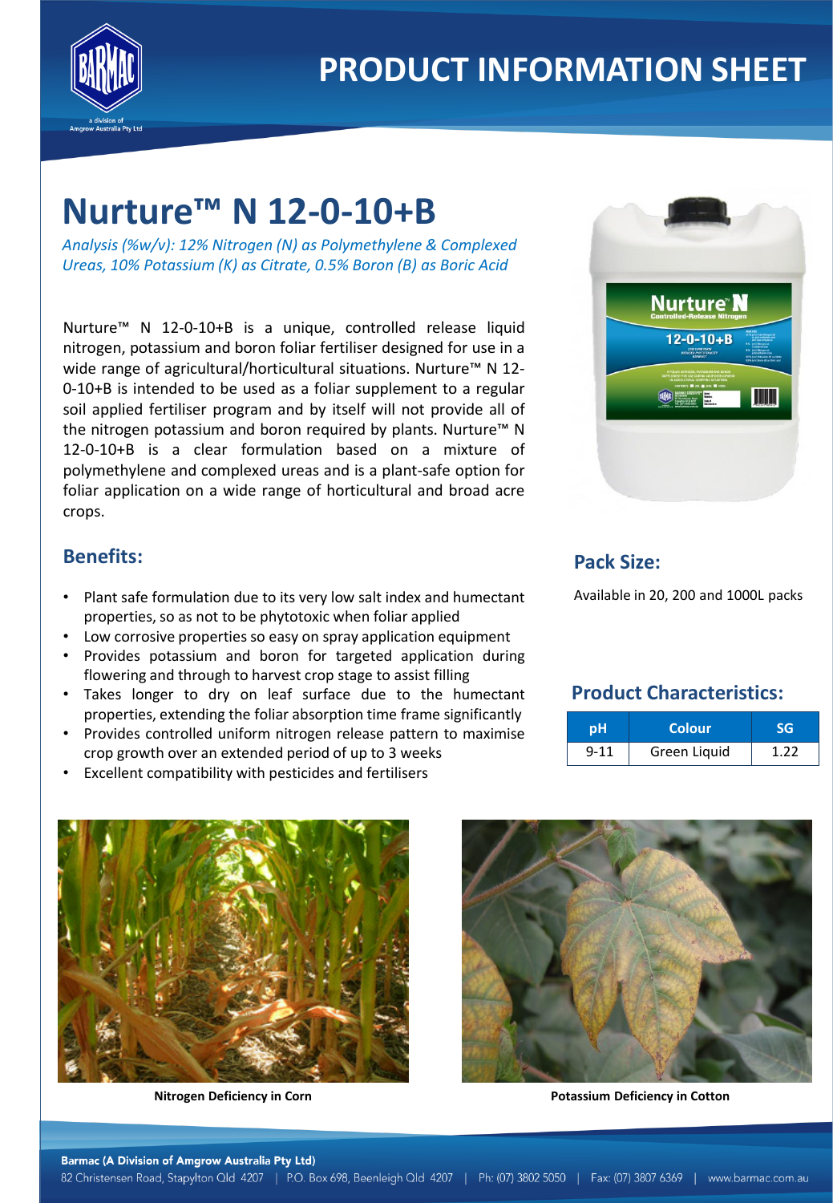# PRODUCT INFORMATION SHEET

# Nurture™ N 12-0-10+B

*Analysis (%w/v): 12% Nitrogen (N) as Polymethylene & Complexed Ureas, 10% Potassium (K) as Citrate, 0.5% Boron (B) as Boric Acid*

Nurture™ N 12-0-10+B is a unique, controlled release liquid nitrogen, potassium and boron foliar fertiliser designed for use in a wide range of agricultural/horticultural situations. Nurture™ N 12-0-10+B is intended to be used as a foliar supplement to a regular soil applied fertiliser program and by itself will not provide all of the nitrogen potassium and boron required by plants. Nurture™ N 12-0-10+B is a clear formulation based on a mixture of polymethylene and complexed ureas and is a plant-safe option for foliar application on a wide range of horticultural and broad acre crops.

## Benefits:

- Plant safe formulation due to its very low salt index and humectant properties, so as not to be phytotoxic when foliar applied
- Low corrosive properties so easy on spray application equipment
- Provides potassium and boron for targeted application during flowering and through to harvest crop stage to assist filling
- Takes longer to dry on leaf surface due to the humectant properties, extending the foliar absorption time frame significantly
- Provides controlled uniform nitrogen release pattern to maximise crop growth over an extended period of up to 3 weeks
- Excellent compatibility with pesticides and fertilisers

## Pack Size:

Available in 20, 200 and 1000L packs

## Product Characteristics:

| pH | Colour | SG |
|---|---|---|
| 9-11 | Green Liquid | 1.22 |

**Nitrogen Deficiency in Corn**

**Potassium Deficiency in Cotton**

**Barmac (A Division of Amgrow Australia Pty Ltd)**
82 Christensen Road, Stapylton Qld 4207 | P.O. Box 698, Beenleigh Qld 4207 | Ph: (07) 3802 5050 | Fax: (07) 3807 6369 | www.barmac.com.au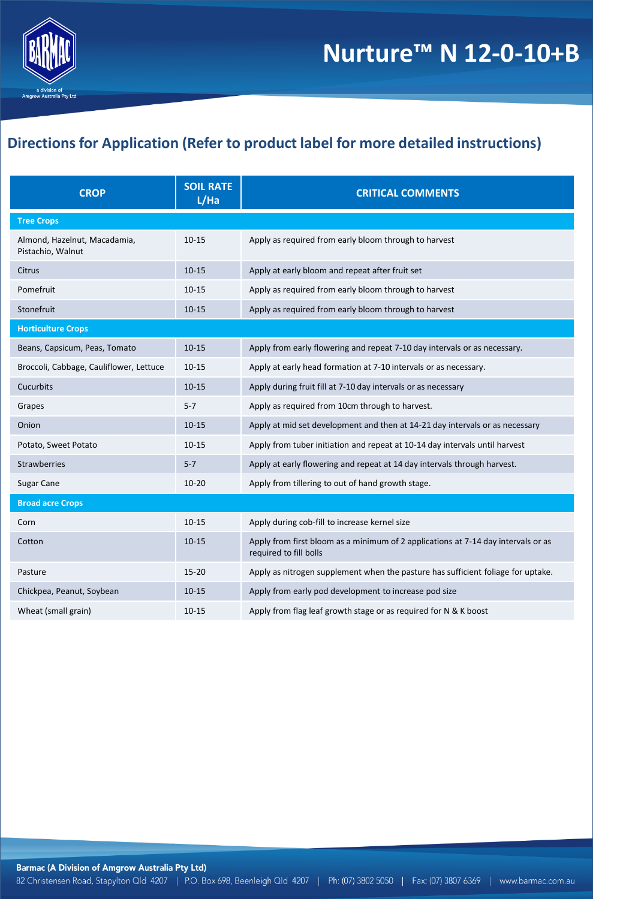# Nurture™ N 12-0-10+B

## Directions for Application (Refer to product label for more detailed instructions)

| CROP | SOIL RATE L/Ha | CRITICAL COMMENTS |
|---|---|---|
| **Tree Crops** | | |
| Almond, Hazelnut, Macadamia, Pistachio, Walnut | 10-15 | Apply as required from early bloom through to harvest |
| Citrus | 10-15 | Apply at early bloom and repeat after fruit set |
| Pomefruit | 10-15 | Apply as required from early bloom through to harvest |
| Stonefruit | 10-15 | Apply as required from early bloom through to harvest |
| **Horticulture Crops** | | |
| Beans, Capsicum, Peas, Tomato | 10-15 | Apply from early flowering and repeat 7-10 day intervals or as necessary. |
| Broccoli, Cabbage, Cauliflower, Lettuce | 10-15 | Apply at early head formation at 7-10 intervals or as necessary. |
| Cucurbits | 10-15 | Apply during fruit fill at 7-10 day intervals or as necessary |
| Grapes | 5-7 | Apply as required from 10cm through to harvest. |
| Onion | 10-15 | Apply at mid set development and then at 14-21 day intervals or as necessary |
| Potato, Sweet Potato | 10-15 | Apply from tuber initiation and repeat at 10-14 day intervals until harvest |
| Strawberries | 5-7 | Apply at early flowering and repeat at 14 day intervals through harvest. |
| Sugar Cane | 10-20 | Apply from tillering to out of hand growth stage. |
| **Broad acre Crops** | | |
| Corn | 10-15 | Apply during cob-fill to increase kernel size |
| Cotton | 10-15 | Apply from first bloom as a minimum of 2 applications at 7-14 day intervals or as required to fill bolls |
| Pasture | 15-20 | Apply as nitrogen supplement when the pasture has sufficient foliage for uptake. |
| Chickpea, Peanut, Soybean | 10-15 | Apply from early pod development to increase pod size |
| Wheat (small grain) | 10-15 | Apply from flag leaf growth stage or as required for N & K boost |

**Barmac (A Division of Amgrow Australia Pty Ltd)**
82 Christensen Road, Stapylton Qld 4207 | P.O. Box 698, Beenleigh Qld 4207 | Ph: (07) 3802 5050 | Fax: (07) 3807 6369 | www.barmac.com.au